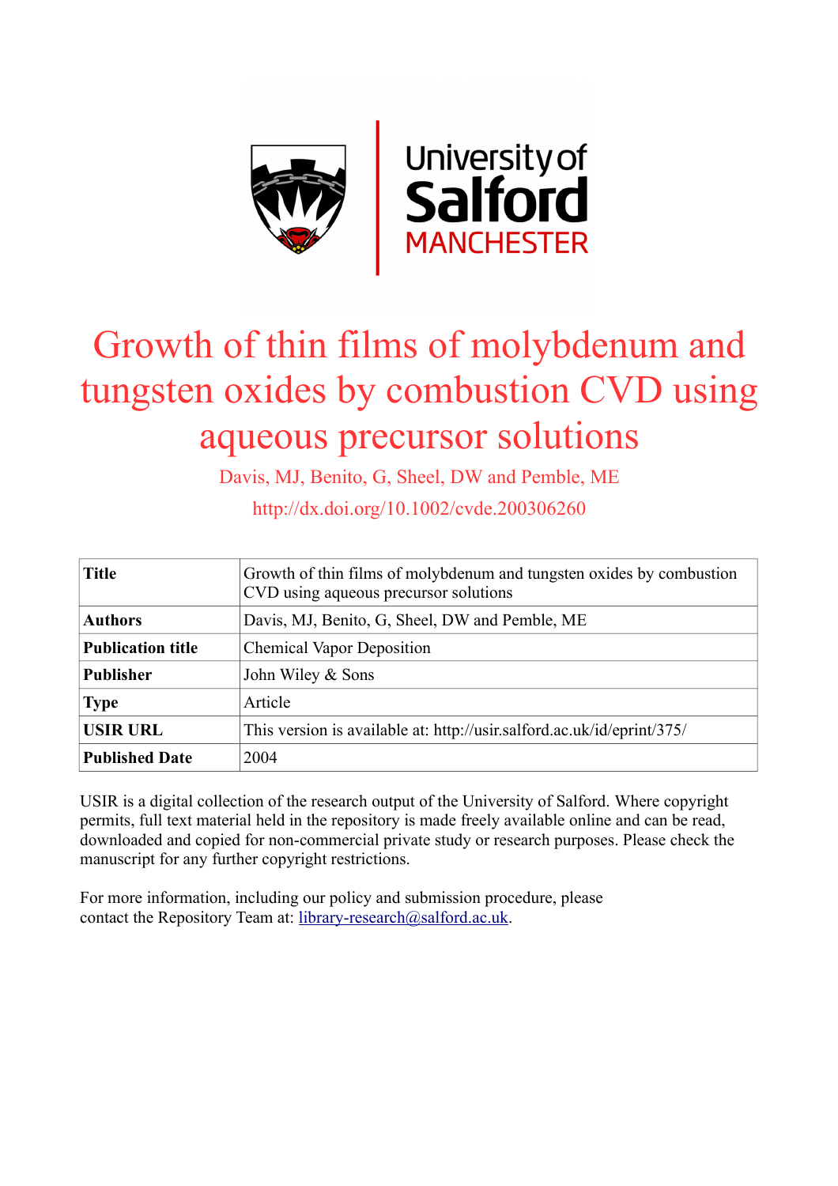University of Salford MANCHESTER

# Growth of thin films of molybdenum and tungsten oxides by combustion CVD using aqueous precursor solutions

Davis, MJ, Benito, G, Sheel, DW and Pemble, ME

http://dx.doi.org/10.1002/cvde.200306260

| **Title** | Growth of thin films of molybdenum and tungsten oxides by combustion CVD using aqueous precursor solutions |
| --- | --- |
| **Authors** | Davis, MJ, Benito, G, Sheel, DW and Pemble, ME |
| **Publication title** | Chemical Vapor Deposition |
| **Publisher** | John Wiley & Sons |
| **Type** | Article |
| **USIR URL** | This version is available at: http://usir.salford.ac.uk/id/eprint/375/ |
| **Published Date** | 2004 |

USIR is a digital collection of the research output of the University of Salford. Where copyright permits, full text material held in the repository is made freely available online and can be read, downloaded and copied for non-commercial private study or research purposes. Please check the manuscript for any further copyright restrictions.

For more information, including our policy and submission procedure, please contact the Repository Team at: library-research@salford.ac.uk.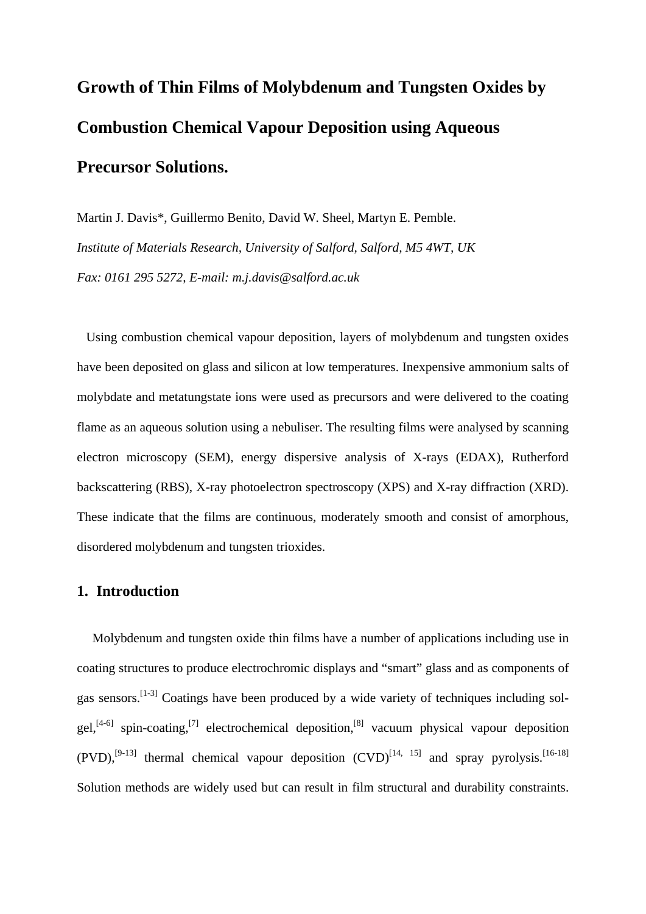# Growth of Thin Films of Molybdenum and Tungsten Oxides by Combustion Chemical Vapour Deposition using Aqueous Precursor Solutions.

Martin J. Davis*, Guillermo Benito, David W. Sheel, Martyn E. Pemble.

*Institute of Materials Research, University of Salford, Salford, M5 4WT, UK*

*Fax: 0161 295 5272, E-mail: m.j.davis@salford.ac.uk*

Using combustion chemical vapour deposition, layers of molybdenum and tungsten oxides have been deposited on glass and silicon at low temperatures. Inexpensive ammonium salts of molybdate and metatungstate ions were used as precursors and were delivered to the coating flame as an aqueous solution using a nebuliser. The resulting films were analysed by scanning electron microscopy (SEM), energy dispersive analysis of X-rays (EDAX), Rutherford backscattering (RBS), X-ray photoelectron spectroscopy (XPS) and X-ray diffraction (XRD). These indicate that the films are continuous, moderately smooth and consist of amorphous, disordered molybdenum and tungsten trioxides.

## 1. Introduction

Molybdenum and tungsten oxide thin films have a number of applications including use in coating structures to produce electrochromic displays and "smart" glass and as components of gas sensors.[1-3] Coatings have been produced by a wide variety of techniques including sol-gel,[4-6] spin-coating,[7] electrochemical deposition,[8] vacuum physical vapour deposition (PVD),[9-13] thermal chemical vapour deposition (CVD)[14, 15] and spray pyrolysis.[16-18] Solution methods are widely used but can result in film structural and durability constraints.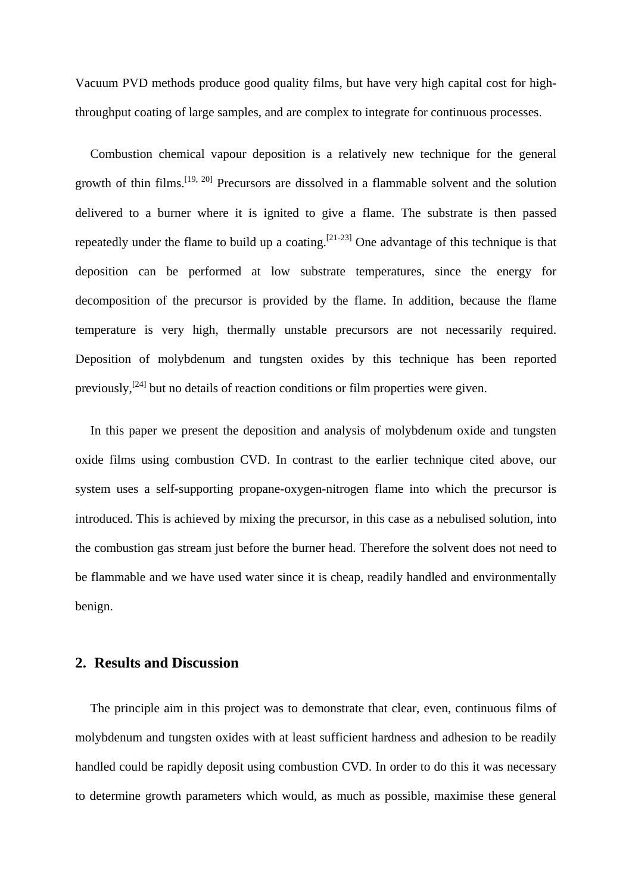Vacuum PVD methods produce good quality films, but have very high capital cost for high-throughput coating of large samples, and are complex to integrate for continuous processes.

Combustion chemical vapour deposition is a relatively new technique for the general growth of thin films.[19, 20] Precursors are dissolved in a flammable solvent and the solution delivered to a burner where it is ignited to give a flame. The substrate is then passed repeatedly under the flame to build up a coating.[21-23] One advantage of this technique is that deposition can be performed at low substrate temperatures, since the energy for decomposition of the precursor is provided by the flame. In addition, because the flame temperature is very high, thermally unstable precursors are not necessarily required. Deposition of molybdenum and tungsten oxides by this technique has been reported previously,[24] but no details of reaction conditions or film properties were given.

In this paper we present the deposition and analysis of molybdenum oxide and tungsten oxide films using combustion CVD. In contrast to the earlier technique cited above, our system uses a self-supporting propane-oxygen-nitrogen flame into which the precursor is introduced. This is achieved by mixing the precursor, in this case as a nebulised solution, into the combustion gas stream just before the burner head. Therefore the solvent does not need to be flammable and we have used water since it is cheap, readily handled and environmentally benign.

## 2. Results and Discussion

The principle aim in this project was to demonstrate that clear, even, continuous films of molybdenum and tungsten oxides with at least sufficient hardness and adhesion to be readily handled could be rapidly deposit using combustion CVD. In order to do this it was necessary to determine growth parameters which would, as much as possible, maximise these general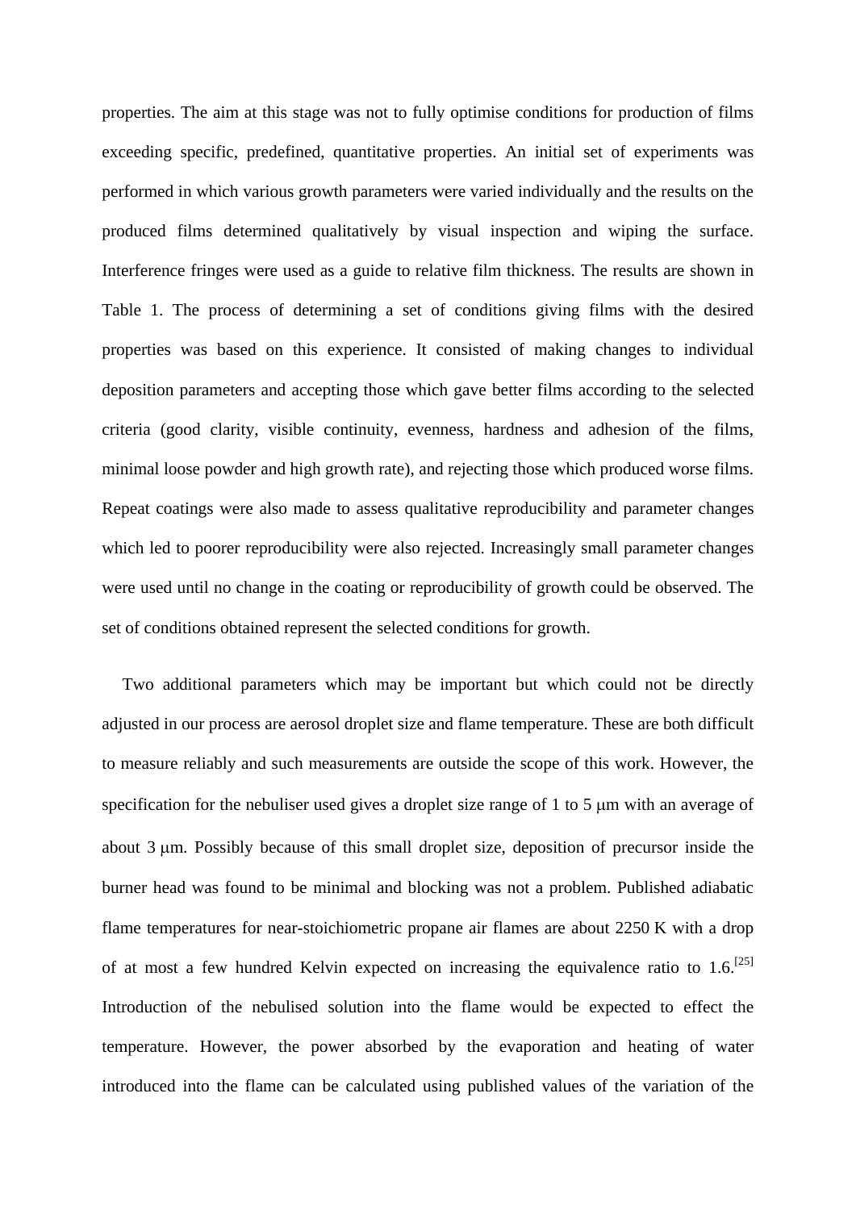properties. The aim at this stage was not to fully optimise conditions for production of films exceeding specific, predefined, quantitative properties. An initial set of experiments was performed in which various growth parameters were varied individually and the results on the produced films determined qualitatively by visual inspection and wiping the surface. Interference fringes were used as a guide to relative film thickness. The results are shown in Table 1. The process of determining a set of conditions giving films with the desired properties was based on this experience. It consisted of making changes to individual deposition parameters and accepting those which gave better films according to the selected criteria (good clarity, visible continuity, evenness, hardness and adhesion of the films, minimal loose powder and high growth rate), and rejecting those which produced worse films. Repeat coatings were also made to assess qualitative reproducibility and parameter changes which led to poorer reproducibility were also rejected. Increasingly small parameter changes were used until no change in the coating or reproducibility of growth could be observed. The set of conditions obtained represent the selected conditions for growth.

Two additional parameters which may be important but which could not be directly adjusted in our process are aerosol droplet size and flame temperature. These are both difficult to measure reliably and such measurements are outside the scope of this work. However, the specification for the nebuliser used gives a droplet size range of 1 to 5 μm with an average of about 3 μm. Possibly because of this small droplet size, deposition of precursor inside the burner head was found to be minimal and blocking was not a problem. Published adiabatic flame temperatures for near-stoichiometric propane air flames are about 2250 K with a drop of at most a few hundred Kelvin expected on increasing the equivalence ratio to 1.6.[25] Introduction of the nebulised solution into the flame would be expected to effect the temperature. However, the power absorbed by the evaporation and heating of water introduced into the flame can be calculated using published values of the variation of the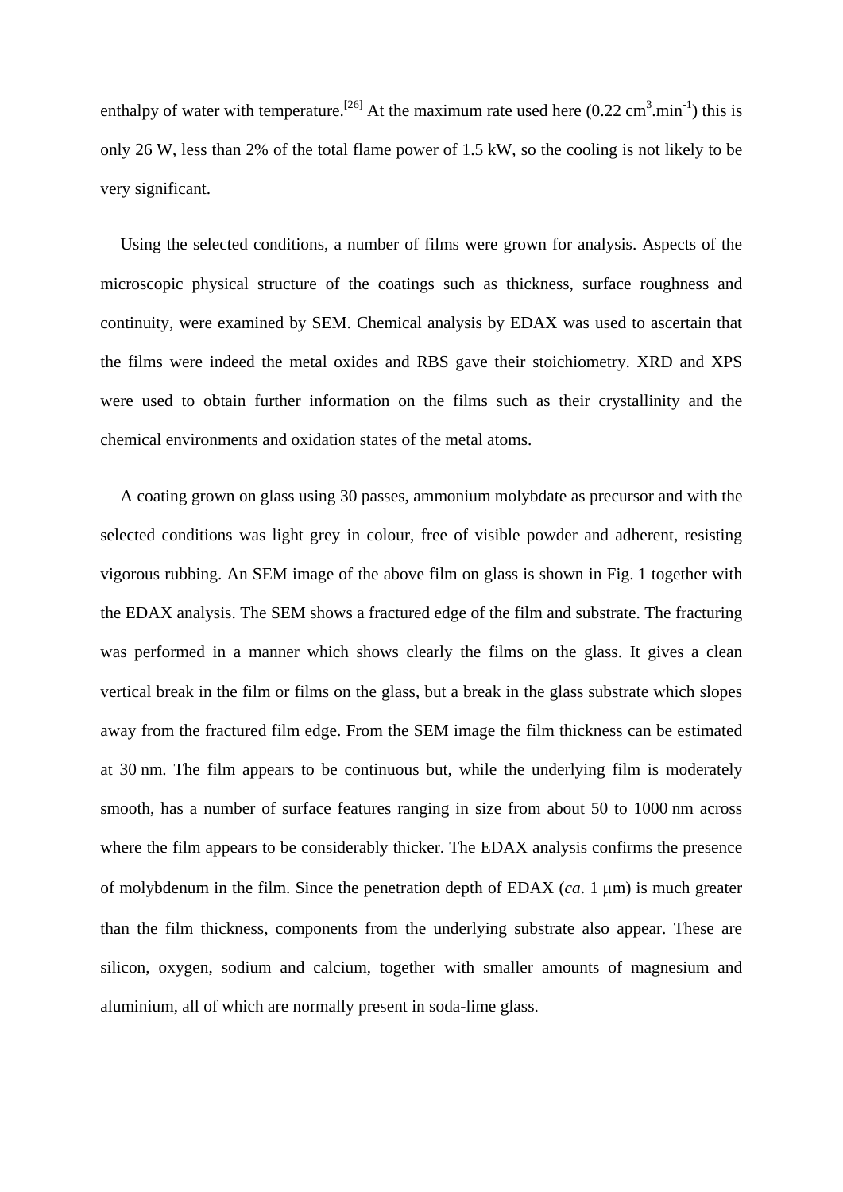enthalpy of water with temperature.[26] At the maximum rate used here (0.22 $cm^3.min^{-1}$) this is only 26 W, less than 2% of the total flame power of 1.5 kW, so the cooling is not likely to be very significant.

Using the selected conditions, a number of films were grown for analysis. Aspects of the microscopic physical structure of the coatings such as thickness, surface roughness and continuity, were examined by SEM. Chemical analysis by EDAX was used to ascertain that the films were indeed the metal oxides and RBS gave their stoichiometry. XRD and XPS were used to obtain further information on the films such as their crystallinity and the chemical environments and oxidation states of the metal atoms.

A coating grown on glass using 30 passes, ammonium molybdate as precursor and with the selected conditions was light grey in colour, free of visible powder and adherent, resisting vigorous rubbing. An SEM image of the above film on glass is shown in Fig. 1 together with the EDAX analysis. The SEM shows a fractured edge of the film and substrate. The fracturing was performed in a manner which shows clearly the films on the glass. It gives a clean vertical break in the film or films on the glass, but a break in the glass substrate which slopes away from the fractured film edge. From the SEM image the film thickness can be estimated at 30 nm. The film appears to be continuous but, while the underlying film is moderately smooth, has a number of surface features ranging in size from about 50 to 1000 nm across where the film appears to be considerably thicker. The EDAX analysis confirms the presence of molybdenum in the film. Since the penetration depth of EDAX (*ca*. 1 μm) is much greater than the film thickness, components from the underlying substrate also appear. These are silicon, oxygen, sodium and calcium, together with smaller amounts of magnesium and aluminium, all of which are normally present in soda-lime glass.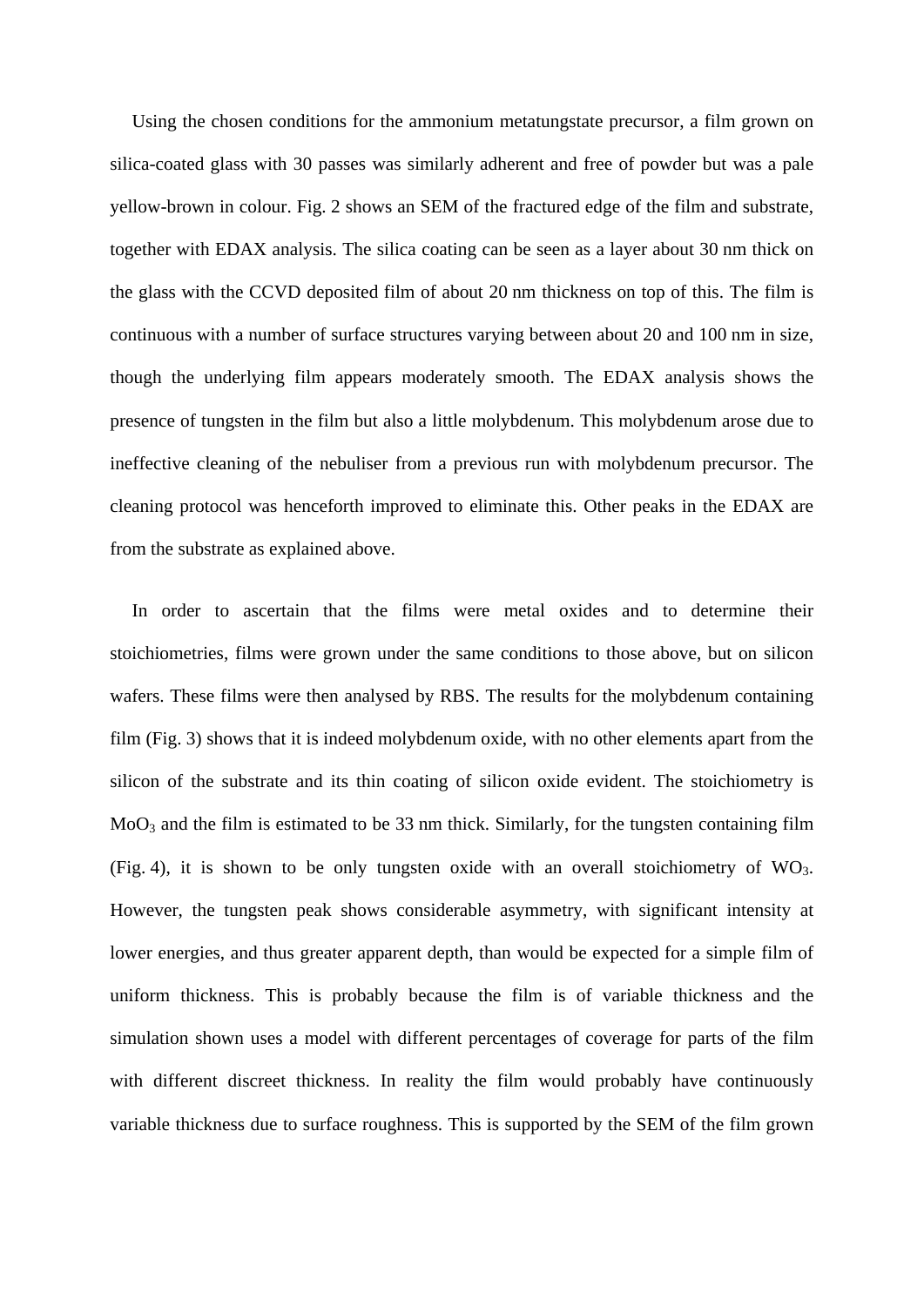Using the chosen conditions for the ammonium metatungstate precursor, a film grown on silica-coated glass with 30 passes was similarly adherent and free of powder but was a pale yellow-brown in colour. Fig. 2 shows an SEM of the fractured edge of the film and substrate, together with EDAX analysis. The silica coating can be seen as a layer about 30 nm thick on the glass with the CCVD deposited film of about 20 nm thickness on top of this. The film is continuous with a number of surface structures varying between about 20 and 100 nm in size, though the underlying film appears moderately smooth. The EDAX analysis shows the presence of tungsten in the film but also a little molybdenum. This molybdenum arose due to ineffective cleaning of the nebuliser from a previous run with molybdenum precursor. The cleaning protocol was henceforth improved to eliminate this. Other peaks in the EDAX are from the substrate as explained above.

In order to ascertain that the films were metal oxides and to determine their stoichiometries, films were grown under the same conditions to those above, but on silicon wafers. These films were then analysed by RBS. The results for the molybdenum containing film (Fig. 3) shows that it is indeed molybdenum oxide, with no other elements apart from the silicon of the substrate and its thin coating of silicon oxide evident. The stoichiometry is $MoO_3$ and the film is estimated to be 33 nm thick. Similarly, for the tungsten containing film (Fig. 4), it is shown to be only tungsten oxide with an overall stoichiometry of $WO_3$. However, the tungsten peak shows considerable asymmetry, with significant intensity at lower energies, and thus greater apparent depth, than would be expected for a simple film of uniform thickness. This is probably because the film is of variable thickness and the simulation shown uses a model with different percentages of coverage for parts of the film with different discreet thickness. In reality the film would probably have continuously variable thickness due to surface roughness. This is supported by the SEM of the film grown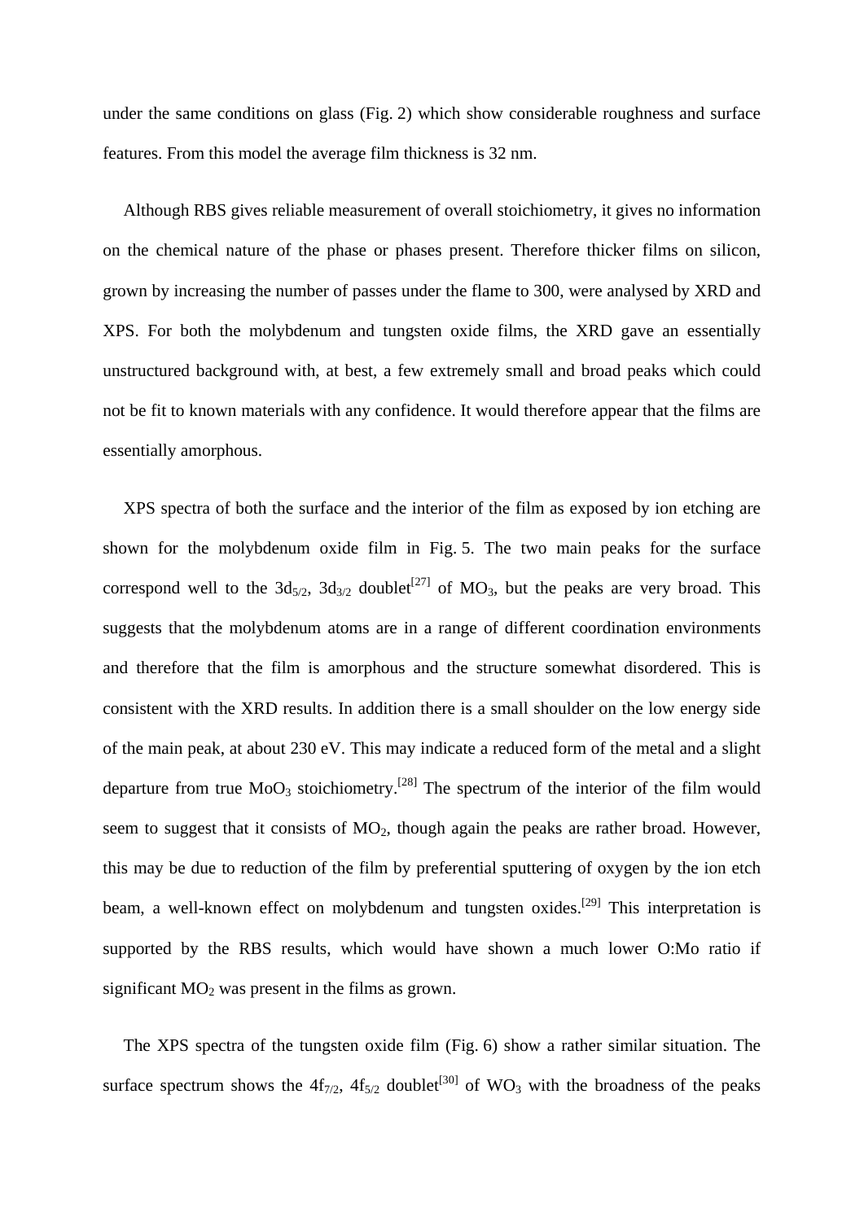under the same conditions on glass (Fig. 2) which show considerable roughness and surface features. From this model the average film thickness is 32 nm.

Although RBS gives reliable measurement of overall stoichiometry, it gives no information on the chemical nature of the phase or phases present. Therefore thicker films on silicon, grown by increasing the number of passes under the flame to 300, were analysed by XRD and XPS. For both the molybdenum and tungsten oxide films, the XRD gave an essentially unstructured background with, at best, a few extremely small and broad peaks which could not be fit to known materials with any confidence. It would therefore appear that the films are essentially amorphous.

XPS spectra of both the surface and the interior of the film as exposed by ion etching are shown for the molybdenum oxide film in Fig. 5. The two main peaks for the surface correspond well to the $3d_{5/2}$, $3d_{3/2}$ doublet[27] of $MO_3$, but the peaks are very broad. This suggests that the molybdenum atoms are in a range of different coordination environments and therefore that the film is amorphous and the structure somewhat disordered. This is consistent with the XRD results. In addition there is a small shoulder on the low energy side of the main peak, at about 230 eV. This may indicate a reduced form of the metal and a slight departure from true $MoO_3$ stoichiometry.[28] The spectrum of the interior of the film would seem to suggest that it consists of $MO_2$, though again the peaks are rather broad. However, this may be due to reduction of the film by preferential sputtering of oxygen by the ion etch beam, a well-known effect on molybdenum and tungsten oxides.[29] This interpretation is supported by the RBS results, which would have shown a much lower O:Mo ratio if significant $MO_2$ was present in the films as grown.

The XPS spectra of the tungsten oxide film (Fig. 6) show a rather similar situation. The surface spectrum shows the $4f_{7/2}$, $4f_{5/2}$ doublet[30] of $WO_3$ with the broadness of the peaks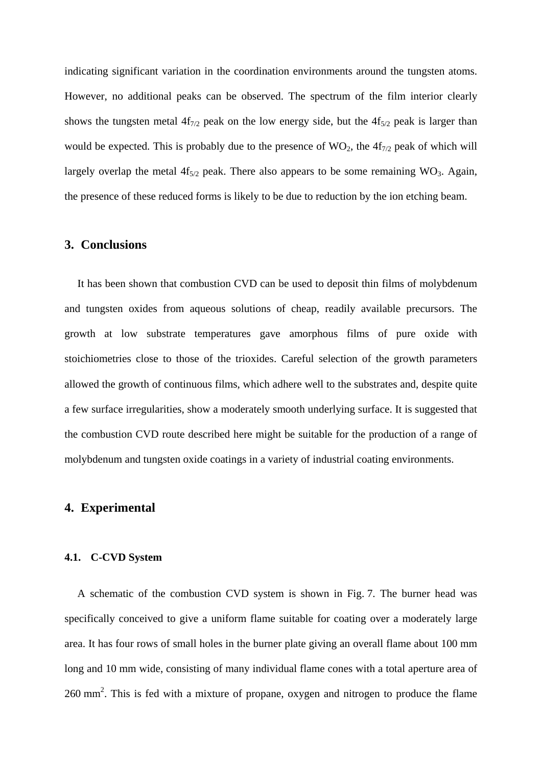indicating significant variation in the coordination environments around the tungsten atoms. However, no additional peaks can be observed. The spectrum of the film interior clearly shows the tungsten metal $4f_{7/2}$ peak on the low energy side, but the $4f_{5/2}$ peak is larger than would be expected. This is probably due to the presence of $WO_2$, the $4f_{7/2}$ peak of which will largely overlap the metal $4f_{5/2}$ peak. There also appears to be some remaining $WO_3$. Again, the presence of these reduced forms is likely to be due to reduction by the ion etching beam.

## 3. Conclusions

It has been shown that combustion CVD can be used to deposit thin films of molybdenum and tungsten oxides from aqueous solutions of cheap, readily available precursors. The growth at low substrate temperatures gave amorphous films of pure oxide with stoichiometries close to those of the trioxides. Careful selection of the growth parameters allowed the growth of continuous films, which adhere well to the substrates and, despite quite a few surface irregularities, show a moderately smooth underlying surface. It is suggested that the combustion CVD route described here might be suitable for the production of a range of molybdenum and tungsten oxide coatings in a variety of industrial coating environments.

## 4. Experimental

### 4.1. C-CVD System

A schematic of the combustion CVD system is shown in Fig. 7. The burner head was specifically conceived to give a uniform flame suitable for coating over a moderately large area. It has four rows of small holes in the burner plate giving an overall flame about 100 mm long and 10 mm wide, consisting of many individual flame cones with a total aperture area of 260 $mm^2$. This is fed with a mixture of propane, oxygen and nitrogen to produce the flame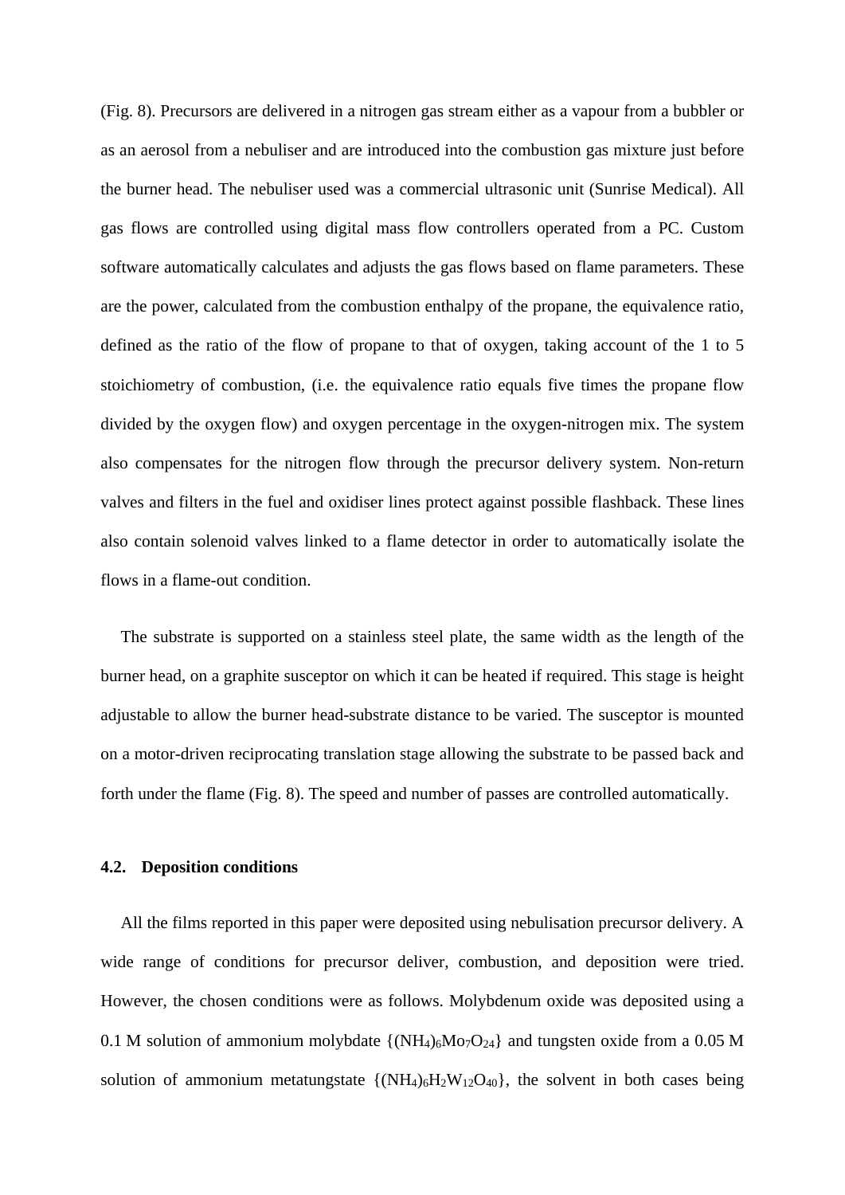(Fig. 8). Precursors are delivered in a nitrogen gas stream either as a vapour from a bubbler or as an aerosol from a nebuliser and are introduced into the combustion gas mixture just before the burner head. The nebuliser used was a commercial ultrasonic unit (Sunrise Medical). All gas flows are controlled using digital mass flow controllers operated from a PC. Custom software automatically calculates and adjusts the gas flows based on flame parameters. These are the power, calculated from the combustion enthalpy of the propane, the equivalence ratio, defined as the ratio of the flow of propane to that of oxygen, taking account of the 1 to 5 stoichiometry of combustion, (i.e. the equivalence ratio equals five times the propane flow divided by the oxygen flow) and oxygen percentage in the oxygen-nitrogen mix. The system also compensates for the nitrogen flow through the precursor delivery system. Non-return valves and filters in the fuel and oxidiser lines protect against possible flashback. These lines also contain solenoid valves linked to a flame detector in order to automatically isolate the flows in a flame-out condition.

The substrate is supported on a stainless steel plate, the same width as the length of the burner head, on a graphite susceptor on which it can be heated if required. This stage is height adjustable to allow the burner head-substrate distance to be varied. The susceptor is mounted on a motor-driven reciprocating translation stage allowing the substrate to be passed back and forth under the flame (Fig. 8). The speed and number of passes are controlled automatically.

### 4.2. Deposition conditions

All the films reported in this paper were deposited using nebulisation precursor delivery. A wide range of conditions for precursor deliver, combustion, and deposition were tried. However, the chosen conditions were as follows. Molybdenum oxide was deposited using a 0.1 M solution of ammonium molybdate {$(NH_4)_6Mo_7O_{24}$} and tungsten oxide from a 0.05 M solution of ammonium metatungstate {$(NH_4)_6H_2W_{12}O_{40}$}, the solvent in both cases being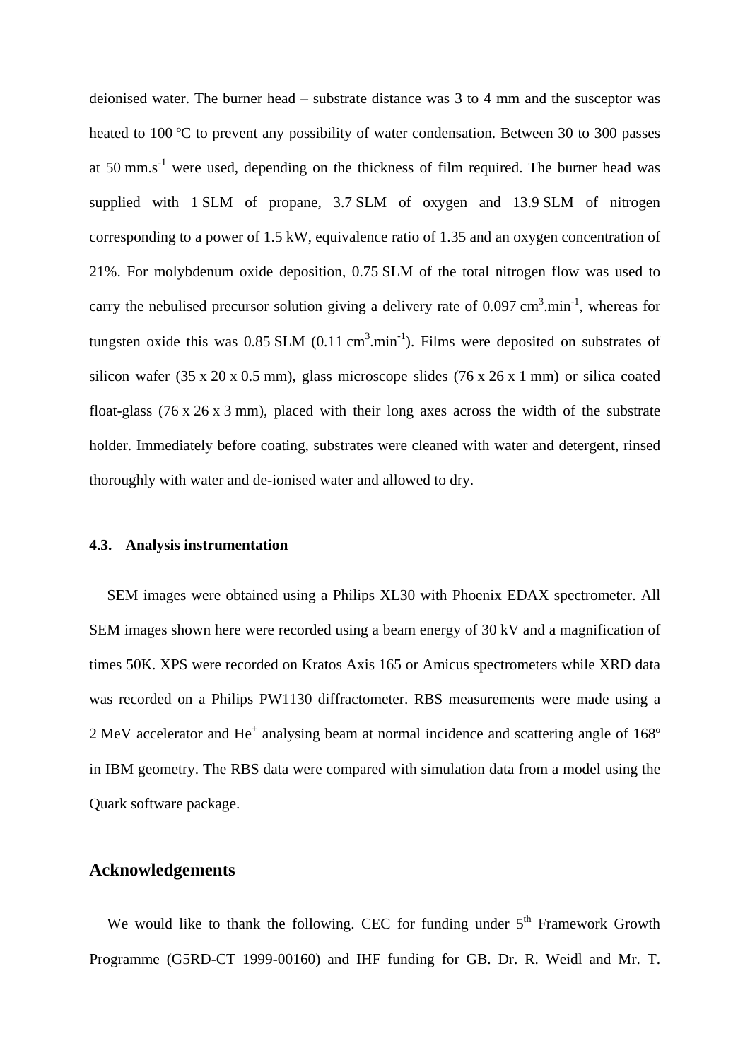deionised water. The burner head – substrate distance was 3 to 4 mm and the susceptor was heated to 100 ºC to prevent any possibility of water condensation. Between 30 to 300 passes at 50 $mm.s^{-1}$ were used, depending on the thickness of film required. The burner head was supplied with 1 SLM of propane, 3.7 SLM of oxygen and 13.9 SLM of nitrogen corresponding to a power of 1.5 kW, equivalence ratio of 1.35 and an oxygen concentration of 21%. For molybdenum oxide deposition, 0.75 SLM of the total nitrogen flow was used to carry the nebulised precursor solution giving a delivery rate of 0.097 $cm^3.min^{-1}$, whereas for tungsten oxide this was 0.85 SLM (0.11 $cm^3.min^{-1}$). Films were deposited on substrates of silicon wafer (35 x 20 x 0.5 mm), glass microscope slides (76 x 26 x 1 mm) or silica coated float-glass (76 x 26 x 3 mm), placed with their long axes across the width of the substrate holder. Immediately before coating, substrates were cleaned with water and detergent, rinsed thoroughly with water and de-ionised water and allowed to dry.

### 4.3. Analysis instrumentation

SEM images were obtained using a Philips XL30 with Phoenix EDAX spectrometer. All SEM images shown here were recorded using a beam energy of 30 kV and a magnification of times 50K. XPS were recorded on Kratos Axis 165 or Amicus spectrometers while XRD data was recorded on a Philips PW1130 diffractometer. RBS measurements were made using a 2 MeV accelerator and $He^+$ analysing beam at normal incidence and scattering angle of 168º in IBM geometry. The RBS data were compared with simulation data from a model using the Quark software package.

## Acknowledgements

We would like to thank the following. CEC for funding under 5th Framework Growth Programme (G5RD-CT 1999-00160) and IHF funding for GB. Dr. R. Weidl and Mr. T.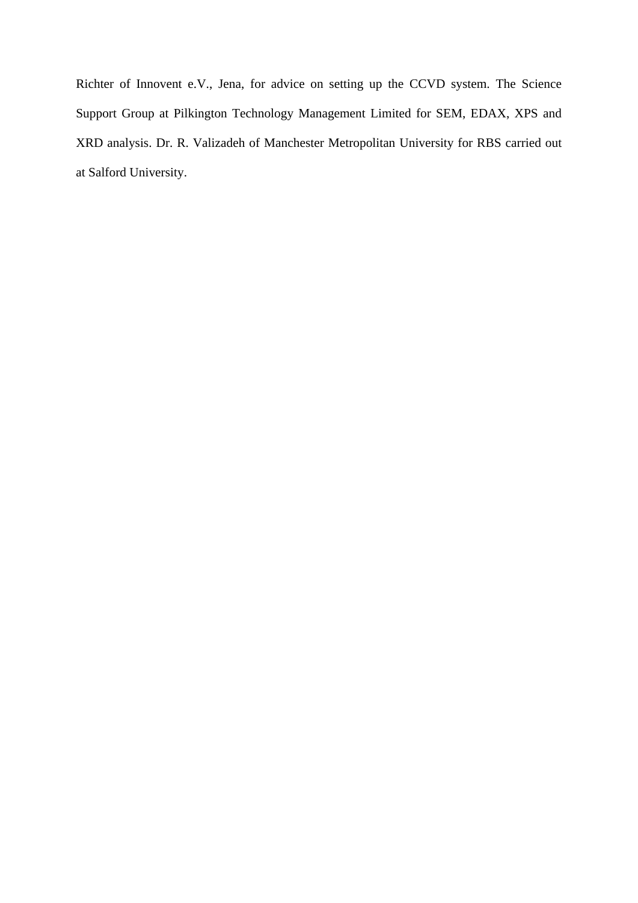Richter of Innovent e.V., Jena, for advice on setting up the CCVD system. The Science Support Group at Pilkington Technology Management Limited for SEM, EDAX, XPS and XRD analysis. Dr. R. Valizadeh of Manchester Metropolitan University for RBS carried out at Salford University.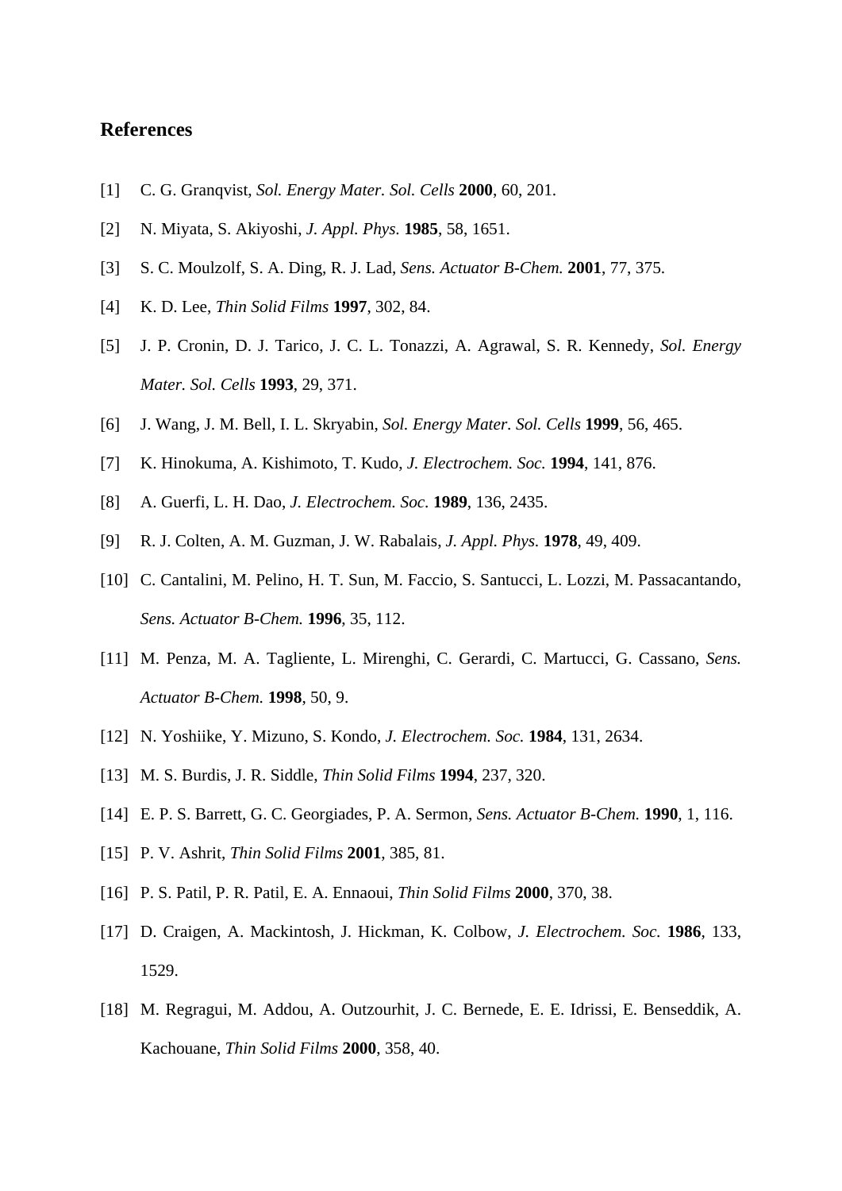## References

[1] C. G. Granqvist, *Sol. Energy Mater. Sol. Cells* **2000**, 60, 201.

[2] N. Miyata, S. Akiyoshi, *J. Appl. Phys.* **1985**, 58, 1651.

[3] S. C. Moulzolf, S. A. Ding, R. J. Lad, *Sens. Actuator B-Chem.* **2001**, 77, 375.

[4] K. D. Lee, *Thin Solid Films* **1997**, 302, 84.

[5] J. P. Cronin, D. J. Tarico, J. C. L. Tonazzi, A. Agrawal, S. R. Kennedy, *Sol. Energy Mater. Sol. Cells* **1993**, 29, 371.

[6] J. Wang, J. M. Bell, I. L. Skryabin, *Sol. Energy Mater. Sol. Cells* **1999**, 56, 465.

[7] K. Hinokuma, A. Kishimoto, T. Kudo, *J. Electrochem. Soc.* **1994**, 141, 876.

[8] A. Guerfi, L. H. Dao, *J. Electrochem. Soc.* **1989**, 136, 2435.

[9] R. J. Colten, A. M. Guzman, J. W. Rabalais, *J. Appl. Phys.* **1978**, 49, 409.

[10] C. Cantalini, M. Pelino, H. T. Sun, M. Faccio, S. Santucci, L. Lozzi, M. Passacantando, *Sens. Actuator B-Chem.* **1996**, 35, 112.

[11] M. Penza, M. A. Tagliente, L. Mirenghi, C. Gerardi, C. Martucci, G. Cassano, *Sens. Actuator B-Chem.* **1998**, 50, 9.

[12] N. Yoshiike, Y. Mizuno, S. Kondo, *J. Electrochem. Soc.* **1984**, 131, 2634.

[13] M. S. Burdis, J. R. Siddle, *Thin Solid Films* **1994**, 237, 320.

[14] E. P. S. Barrett, G. C. Georgiades, P. A. Sermon, *Sens. Actuator B-Chem.* **1990**, 1, 116.

[15] P. V. Ashrit, *Thin Solid Films* **2001**, 385, 81.

[16] P. S. Patil, P. R. Patil, E. A. Ennaoui, *Thin Solid Films* **2000**, 370, 38.

[17] D. Craigen, A. Mackintosh, J. Hickman, K. Colbow, *J. Electrochem. Soc.* **1986**, 133, 1529.

[18] M. Regragui, M. Addou, A. Outzourhit, J. C. Bernede, E. E. Idrissi, E. Benseddik, A. Kachouane, *Thin Solid Films* **2000**, 358, 40.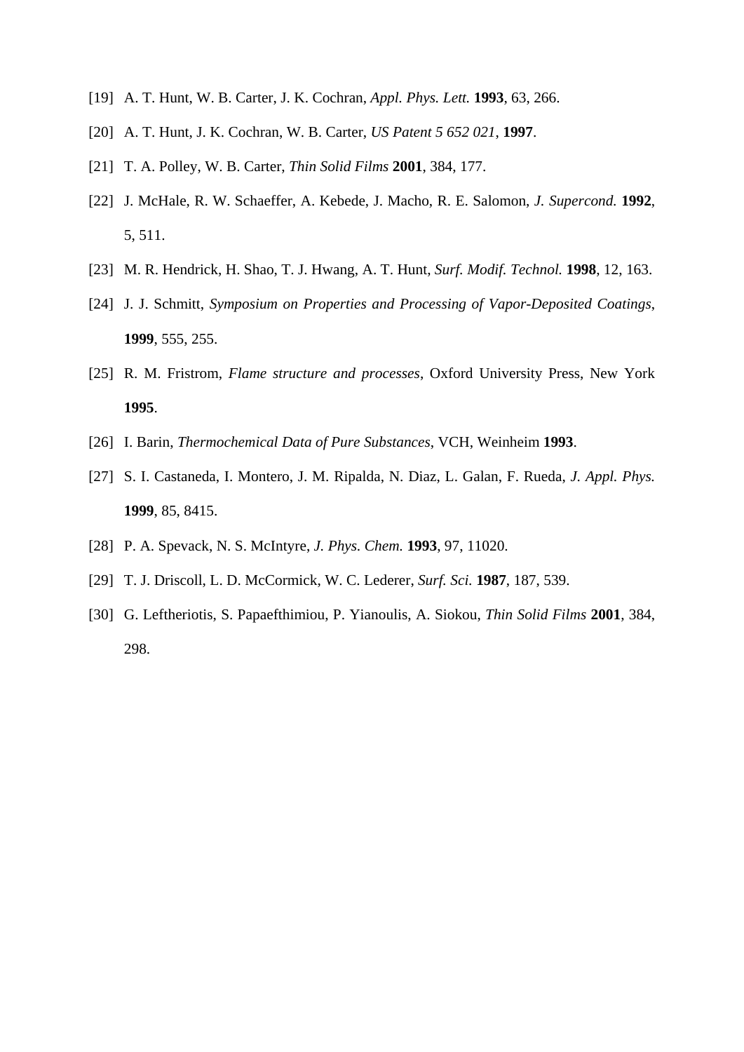[19] A. T. Hunt, W. B. Carter, J. K. Cochran, *Appl. Phys. Lett.* **1993**, 63, 266.

[20] A. T. Hunt, J. K. Cochran, W. B. Carter, *US Patent 5 652 021*, **1997**.

[21] T. A. Polley, W. B. Carter, *Thin Solid Films* **2001**, 384, 177.

[22] J. McHale, R. W. Schaeffer, A. Kebede, J. Macho, R. E. Salomon, *J. Supercond.* **1992**, 5, 511.

[23] M. R. Hendrick, H. Shao, T. J. Hwang, A. T. Hunt, *Surf. Modif. Technol.* **1998**, 12, 163.

[24] J. J. Schmitt, *Symposium on Properties and Processing of Vapor-Deposited Coatings*, **1999**, 555, 255.

[25] R. M. Fristrom, *Flame structure and processes*, Oxford University Press, New York **1995**.

[26] I. Barin, *Thermochemical Data of Pure Substances*, VCH, Weinheim **1993**.

[27] S. I. Castaneda, I. Montero, J. M. Ripalda, N. Diaz, L. Galan, F. Rueda, *J. Appl. Phys.* **1999**, 85, 8415.

[28] P. A. Spevack, N. S. McIntyre, *J. Phys. Chem.* **1993**, 97, 11020.

[29] T. J. Driscoll, L. D. McCormick, W. C. Lederer, *Surf. Sci.* **1987**, 187, 539.

[30] G. Leftheriotis, S. Papaefthimiou, P. Yianoulis, A. Siokou, *Thin Solid Films* **2001**, 384, 298.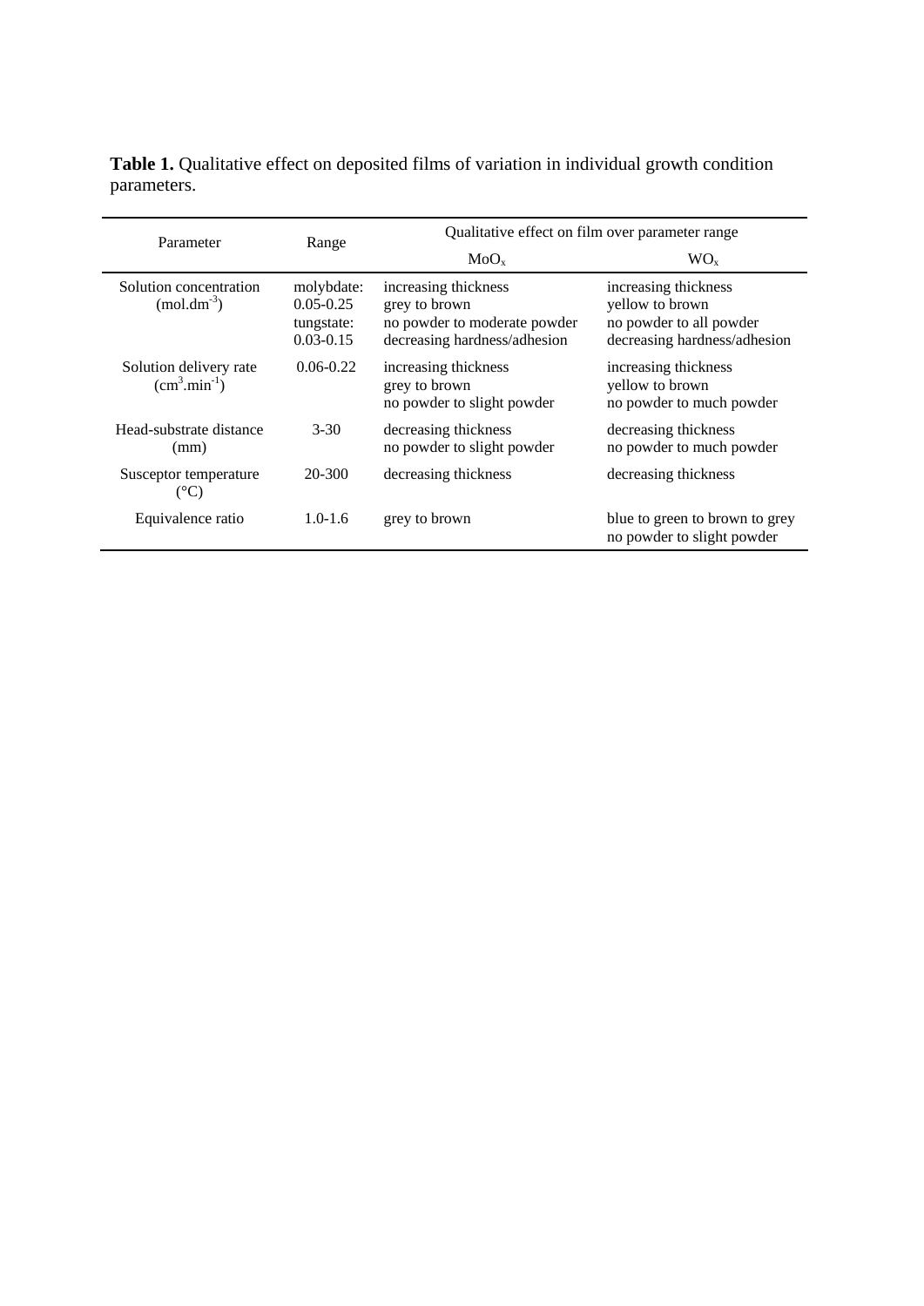**Table 1.** Qualitative effect on deposited films of variation in individual growth condition parameters.

| Parameter | Range | Qualitative effect on film over parameter range | |
|---|---|---|---|
| | | $MoO_x$ | $WO_x$ |
| Solution concentration ($mol.dm^{-3}$) | molybdate: 0.05-0.25<br>tungstate: 0.03-0.15 | increasing thickness<br>grey to brown<br>no powder to moderate powder<br>decreasing hardness/adhesion | increasing thickness<br>yellow to brown<br>no powder to all powder<br>decreasing hardness/adhesion |
| Solution delivery rate ($cm^3.min^{-1}$) | 0.06-0.22 | increasing thickness<br>grey to brown<br>no powder to slight powder | increasing thickness<br>yellow to brown<br>no powder to much powder |
| Head-substrate distance (mm) | 3-30 | decreasing thickness<br>no powder to slight powder | decreasing thickness<br>no powder to much powder |
| Susceptor temperature (°C) | 20-300 | decreasing thickness | decreasing thickness |
| Equivalence ratio | 1.0-1.6 | grey to brown | blue to green to brown to grey<br>no powder to slight powder |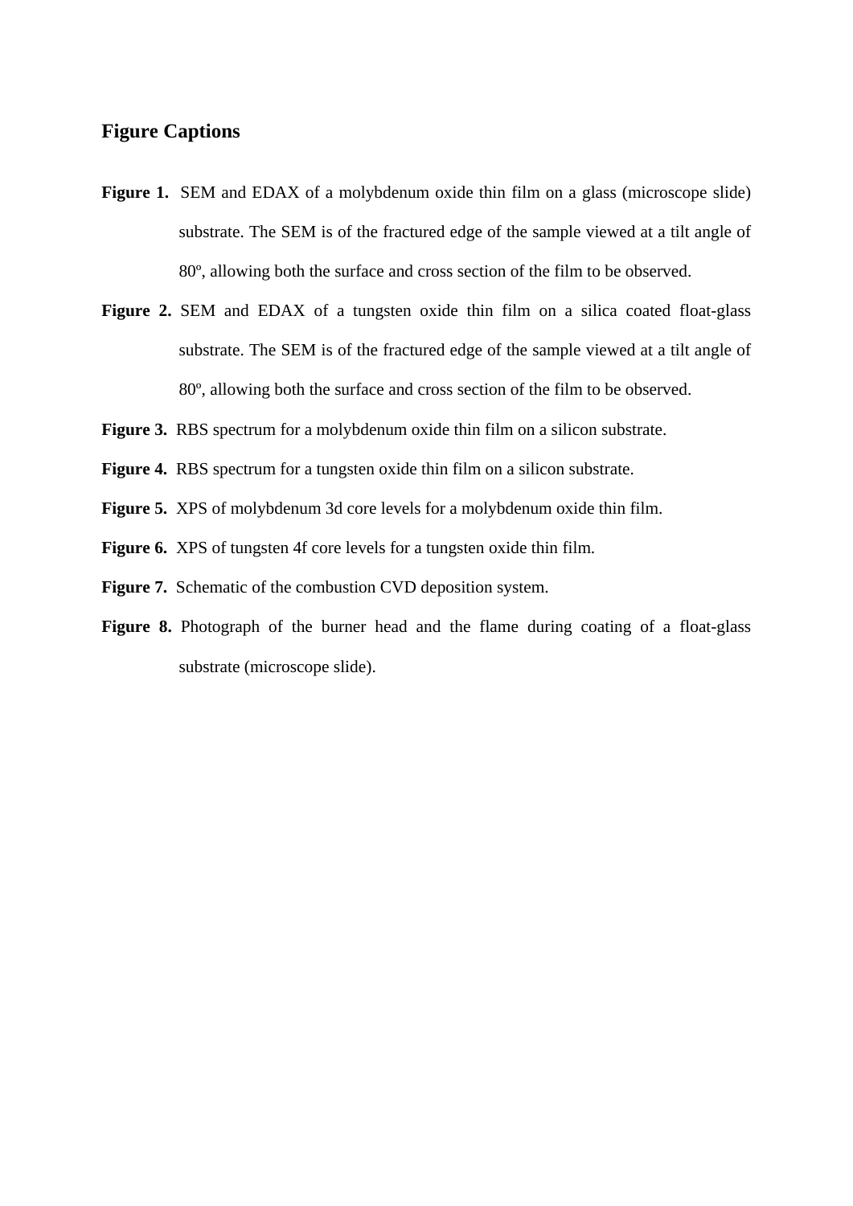## Figure Captions

**Figure 1.** SEM and EDAX of a molybdenum oxide thin film on a glass (microscope slide) substrate. The SEM is of the fractured edge of the sample viewed at a tilt angle of 80º, allowing both the surface and cross section of the film to be observed.

**Figure 2.** SEM and EDAX of a tungsten oxide thin film on a silica coated float-glass substrate. The SEM is of the fractured edge of the sample viewed at a tilt angle of 80º, allowing both the surface and cross section of the film to be observed.

**Figure 3.** RBS spectrum for a molybdenum oxide thin film on a silicon substrate.

**Figure 4.** RBS spectrum for a tungsten oxide thin film on a silicon substrate.

**Figure 5.** XPS of molybdenum 3d core levels for a molybdenum oxide thin film.

**Figure 6.** XPS of tungsten 4f core levels for a tungsten oxide thin film.

**Figure 7.** Schematic of the combustion CVD deposition system.

**Figure 8.** Photograph of the burner head and the flame during coating of a float-glass substrate (microscope slide).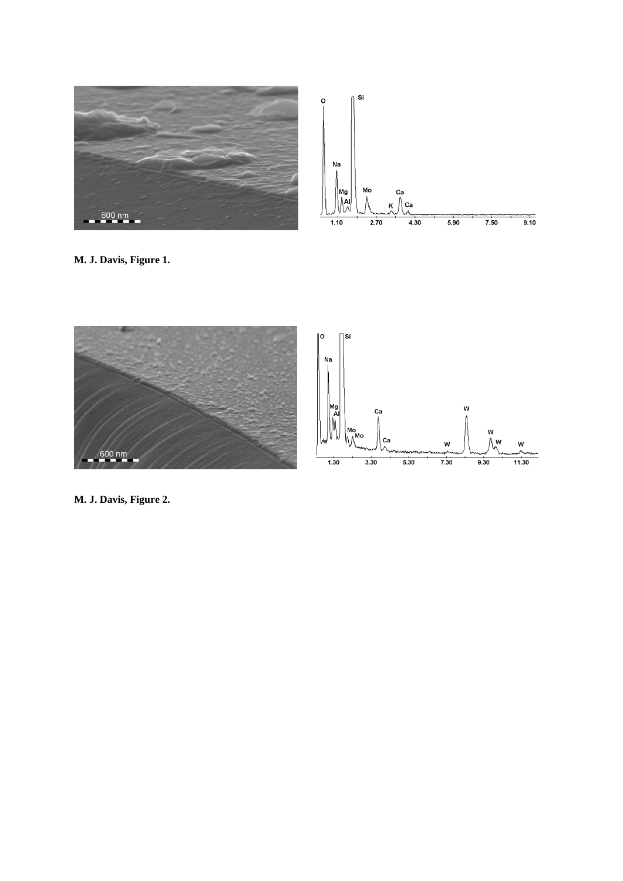**M. J. Davis, Figure 1.**

**M. J. Davis, Figure 2.**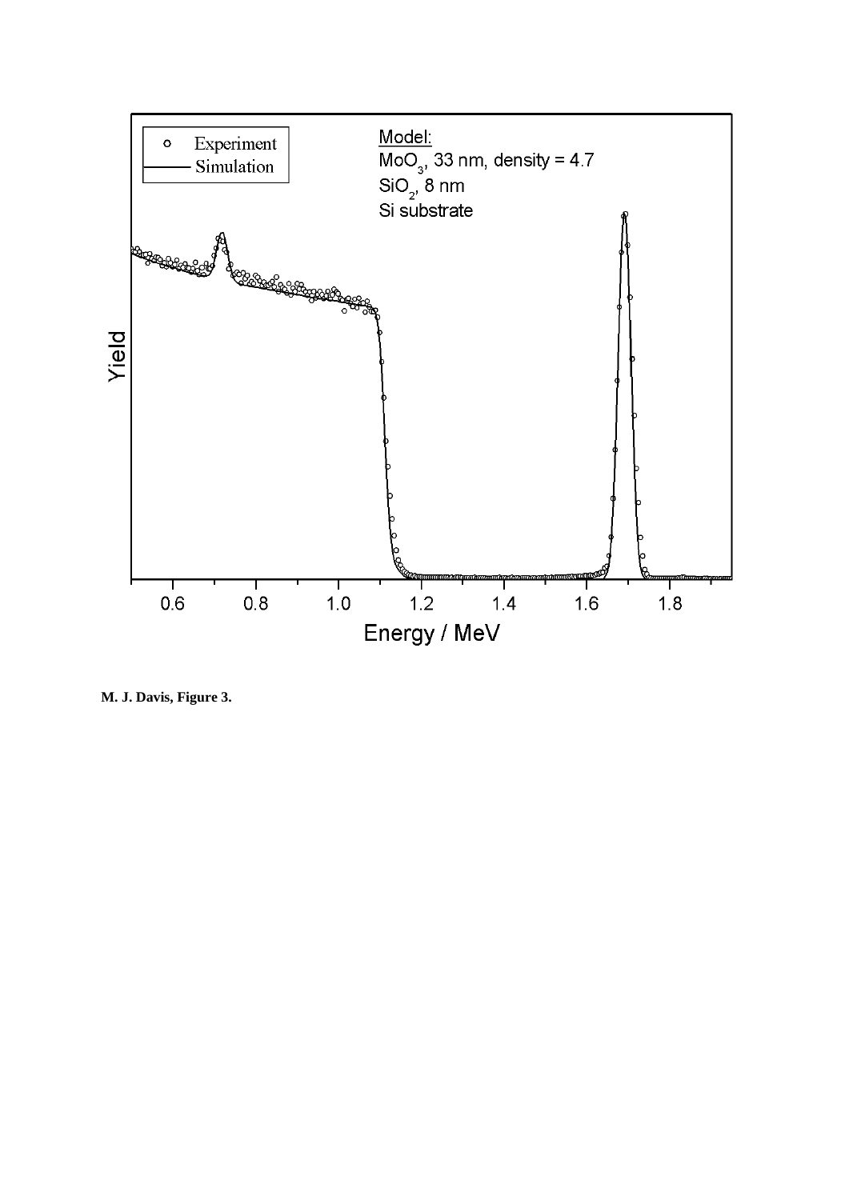**M. J. Davis, Figure 3.**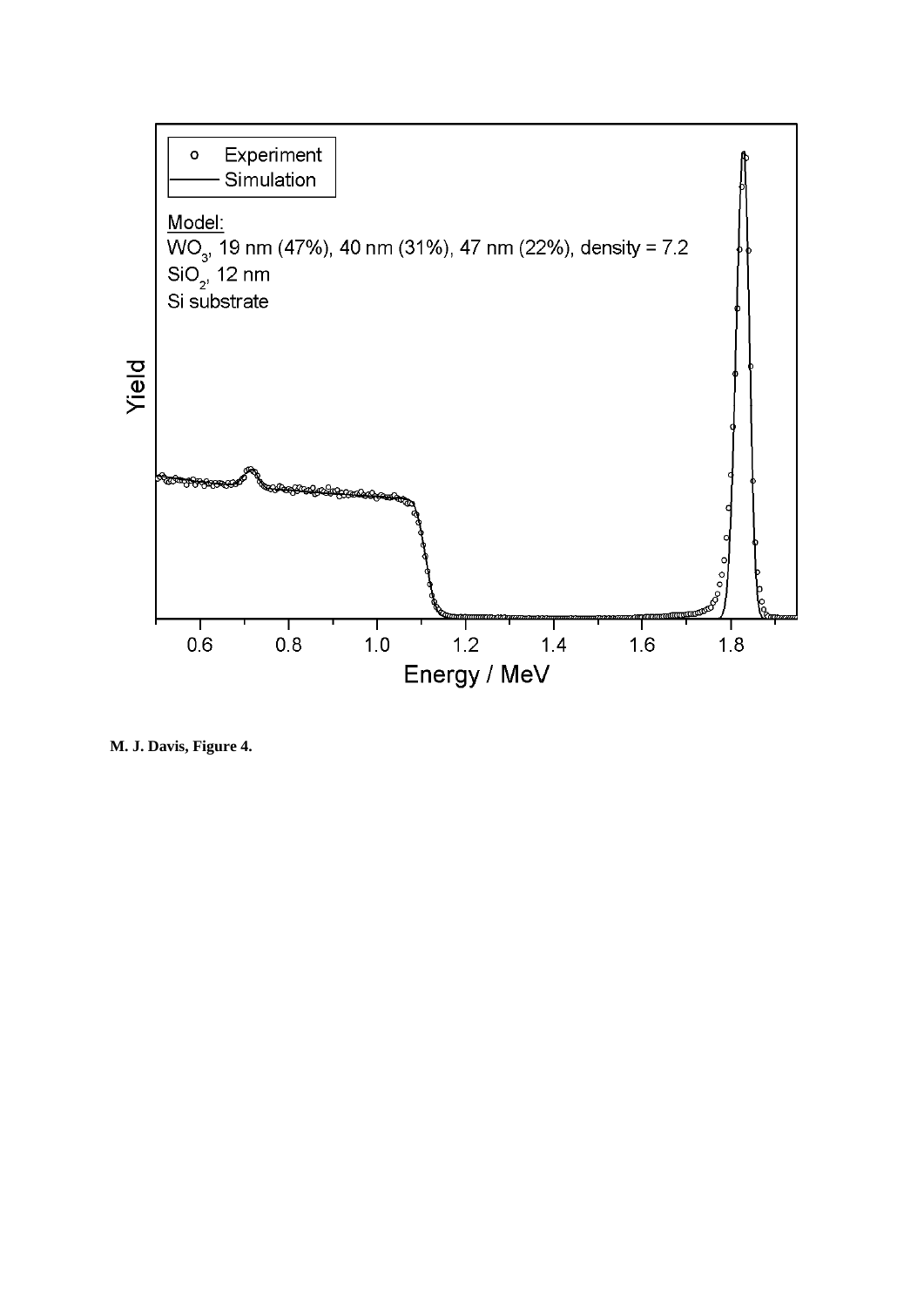**M. J. Davis, Figure 4.**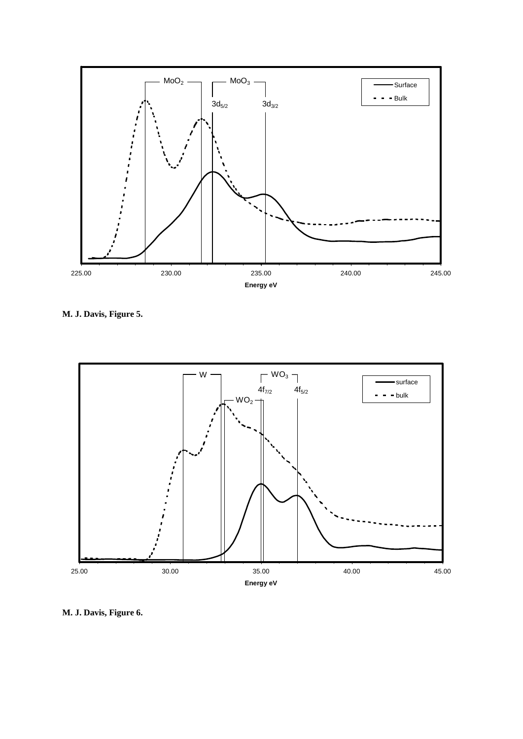**M. J. Davis, Figure 5.**

**M. J. Davis, Figure 6.**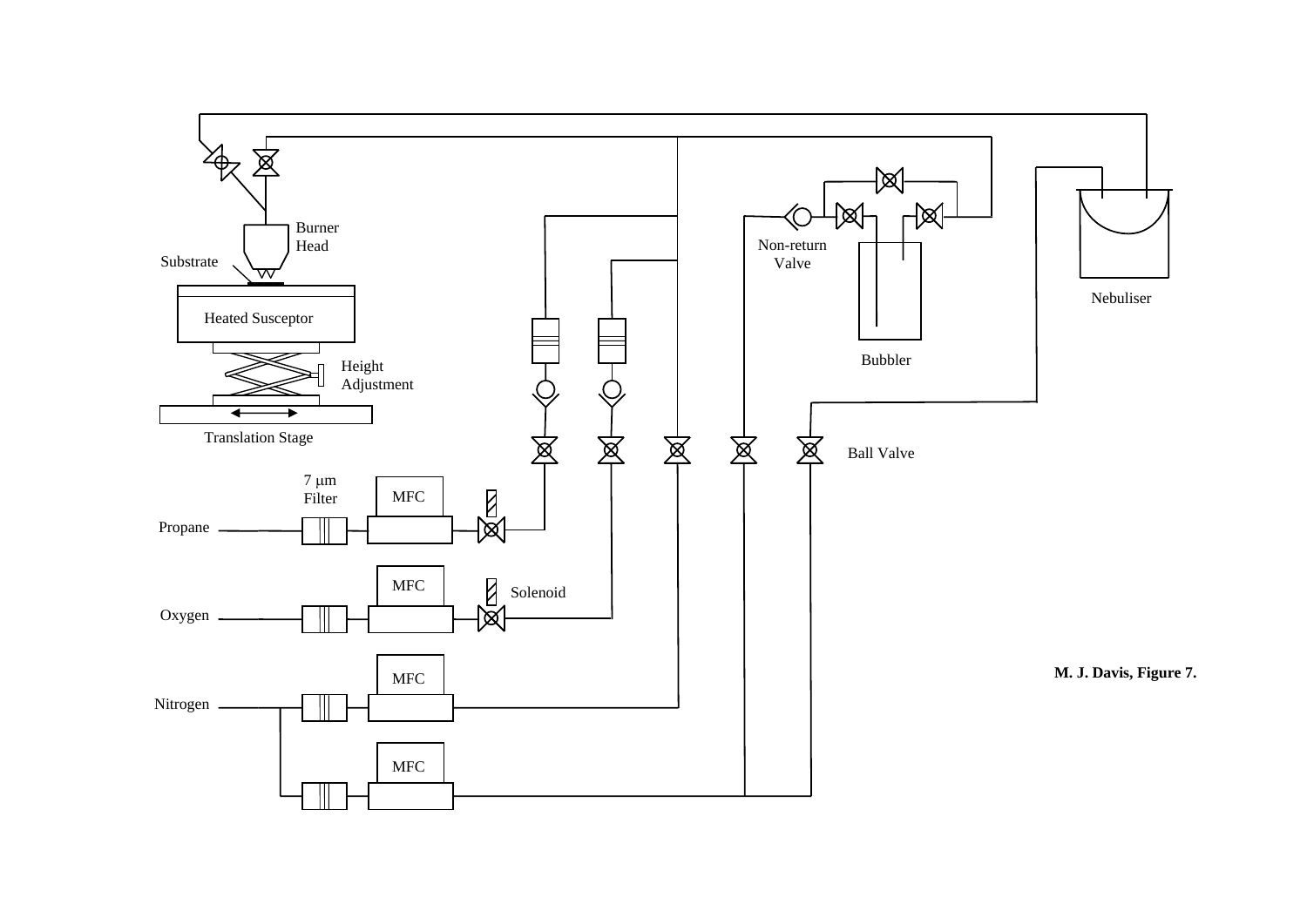Burner Head

Substrate

Heated Susceptor

Height Adjustment

Translation Stage

Non-return Valve

Bubbler

Nebuliser

Ball Valve

7 μm Filter

MFC

Propane

Solenoid

Oxygen

Nitrogen

**M. J. Davis, Figure 7.**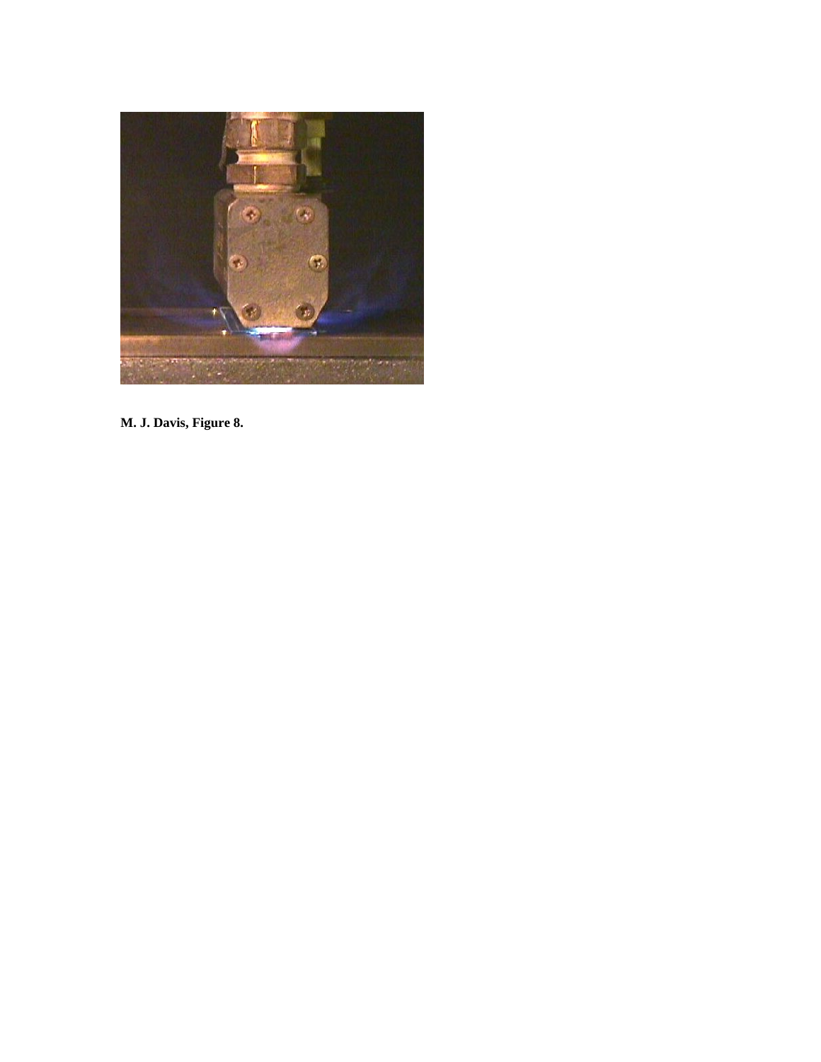**M. J. Davis, Figure 8.**